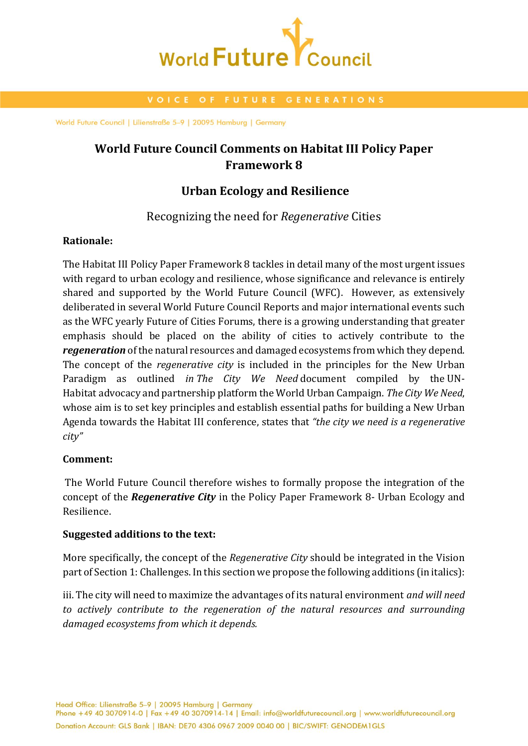# World Future Council Comments on Habitat III Policy Paper Framework 8

## Urban Ecology and Resilience

### Recognizing the need for *Regenerative* Cities

**Rationale:**

The Habitat III Policy Paper Framework 8 tackles in detail many of the most urgent issues with regard to urban ecology and resilience, whose significance and relevance is entirely shared and supported by the World Future Council (WFC). However, as extensively deliberated in several World Future Council Reports and major international events such as the WFC yearly Future of Cities Forums, there is a growing understanding that greater emphasis should be placed on the ability of cities to actively contribute to the ***regeneration*** of the natural resources and damaged ecosystems from which they depend. The concept of the *regenerative city* is included in the principles for the New Urban Paradigm as outlined *in The City We Need* document compiled by the UN-Habitat advocacy and partnership platform the World Urban Campaign. *The City We Need*, whose aim is to set key principles and establish essential paths for building a New Urban Agenda towards the Habitat III conference, states that *"the city we need is a regenerative city"*

**Comment:**

The World Future Council therefore wishes to formally propose the integration of the concept of the ***Regenerative City*** in the Policy Paper Framework 8- Urban Ecology and Resilience.

**Suggested additions to the text:**

More specifically, the concept of the *Regenerative City* should be integrated in the Vision part of Section 1: Challenges. In this section we propose the following additions (in italics):

iii. The city will need to maximize the advantages of its natural environment *and will need to actively contribute to the regeneration of the natural resources and surrounding damaged ecosystems from which it depends.*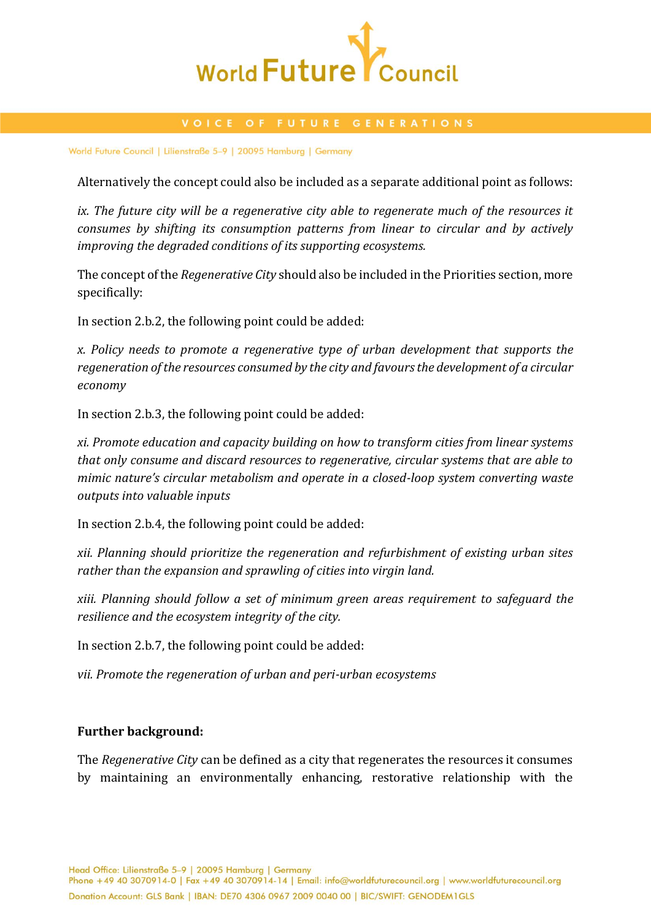Alternatively the concept could also be included as a separate additional point as follows:

*ix. The future city will be a regenerative city able to regenerate much of the resources it consumes by shifting its consumption patterns from linear to circular and by actively improving the degraded conditions of its supporting ecosystems.*

The concept of the *Regenerative City* should also be included in the Priorities section, more specifically:

In section 2.b.2, the following point could be added:

*x. Policy needs to promote a regenerative type of urban development that supports the regeneration of the resources consumed by the city and favours the development of a circular economy*

In section 2.b.3, the following point could be added:

*xi. Promote education and capacity building on how to transform cities from linear systems that only consume and discard resources to regenerative, circular systems that are able to mimic nature's circular metabolism and operate in a closed-loop system converting waste outputs into valuable inputs*

In section 2.b.4, the following point could be added:

*xii. Planning should prioritize the regeneration and refurbishment of existing urban sites rather than the expansion and sprawling of cities into virgin land.*

*xiii. Planning should follow a set of minimum green areas requirement to safeguard the resilience and the ecosystem integrity of the city.*

In section 2.b.7, the following point could be added:

*vii. Promote the regeneration of urban and peri-urban ecosystems*

**Further background:**

The *Regenerative City* can be defined as a city that regenerates the resources it consumes by maintaining an environmentally enhancing, restorative relationship with the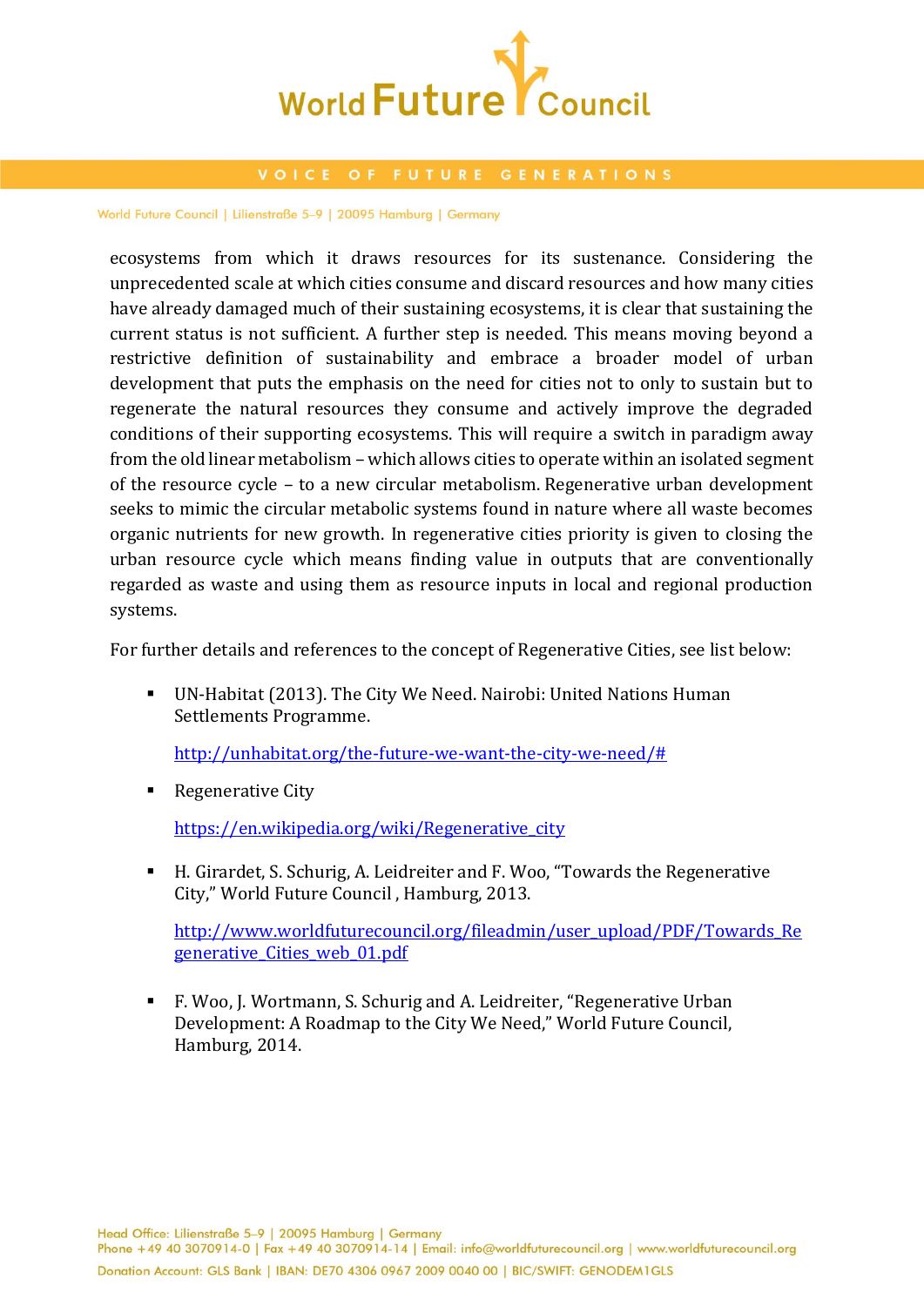ecosystems from which it draws resources for its sustenance. Considering the unprecedented scale at which cities consume and discard resources and how many cities have already damaged much of their sustaining ecosystems, it is clear that sustaining the current status is not sufficient. A further step is needed. This means moving beyond a restrictive definition of sustainability and embrace a broader model of urban development that puts the emphasis on the need for cities not to only to sustain but to regenerate the natural resources they consume and actively improve the degraded conditions of their supporting ecosystems. This will require a switch in paradigm away from the old linear metabolism – which allows cities to operate within an isolated segment of the resource cycle – to a new circular metabolism. Regenerative urban development seeks to mimic the circular metabolic systems found in nature where all waste becomes organic nutrients for new growth. In regenerative cities priority is given to closing the urban resource cycle which means finding value in outputs that are conventionally regarded as waste and using them as resource inputs in local and regional production systems.

For further details and references to the concept of Regenerative Cities, see list below:

- UN-Habitat (2013). The City We Need. Nairobi: United Nations Human Settlements Programme.

  http://unhabitat.org/the-future-we-want-the-city-we-need/#

- Regenerative City

  https://en.wikipedia.org/wiki/Regenerative_city

- H. Girardet, S. Schurig, A. Leidreiter and F. Woo, "Towards the Regenerative City," World Future Council , Hamburg, 2013.

  http://www.worldfuturecouncil.org/fileadmin/user_upload/PDF/Towards_Regenerative_Cities_web_01.pdf

- F. Woo, J. Wortmann, S. Schurig and A. Leidreiter, "Regenerative Urban Development: A Roadmap to the City We Need," World Future Council, Hamburg, 2014.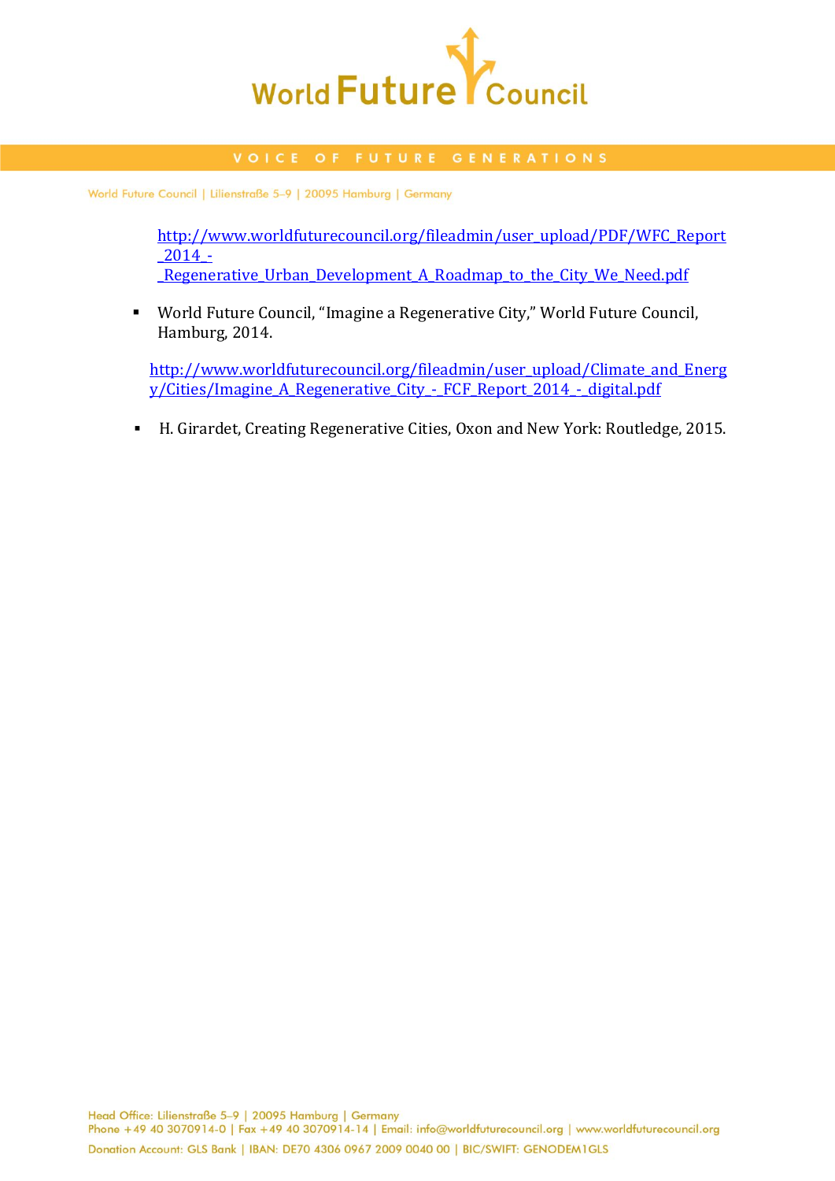http://www.worldfuturecouncil.org/fileadmin/user_upload/PDF/WFC_Report_2014_-_Regenerative_Urban_Development_A_Roadmap_to_the_City_We_Need.pdf

- World Future Council, "Imagine a Regenerative City," World Future Council, Hamburg, 2014.

  http://www.worldfuturecouncil.org/fileadmin/user_upload/Climate_and_Energy/Cities/Imagine_A_Regenerative_City_-_FCF_Report_2014_-_digital.pdf

- H. Girardet, Creating Regenerative Cities, Oxon and New York: Routledge, 2015.